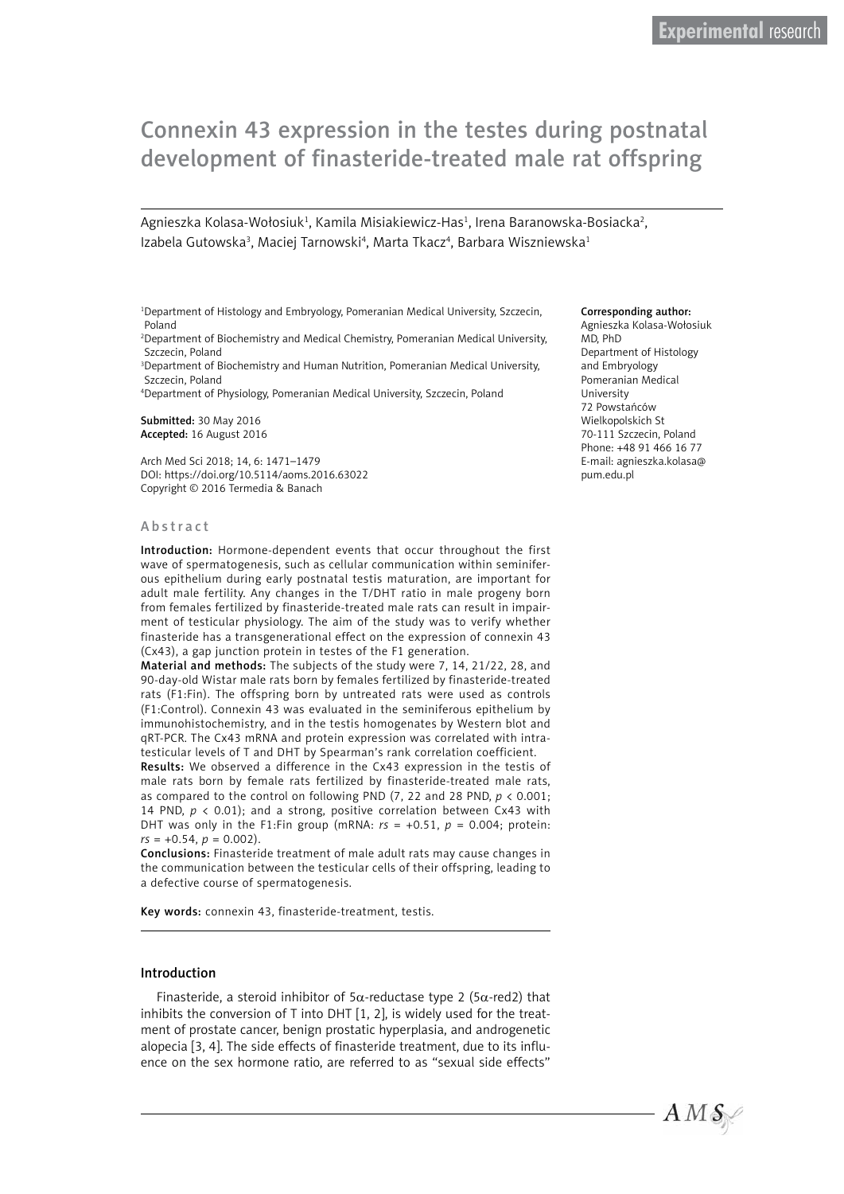Experimental research

# Connexin 43 expression in the testes during postnatal development of finasteride-treated male rat offspring

Agnieszka Kolasa-Wołosiuk[1], Kamila Misiakiewicz-Has[1], Irena Baranowska-Bosiacka[2], Izabela Gutowska[3], Maciej Tarnowski[4], Marta Tkacz[4], Barbara Wiszniewska[1]

[1]Department of Histology and Embryology, Pomeranian Medical University, Szczecin, Poland
[2]Department of Biochemistry and Medical Chemistry, Pomeranian Medical University, Szczecin, Poland
[3]Department of Biochemistry and Human Nutrition, Pomeranian Medical University, Szczecin, Poland
[4]Department of Physiology, Pomeranian Medical University, Szczecin, Poland

**Submitted:** 30 May 2016
**Accepted:** 16 August 2016

Arch Med Sci 2018; 14, 6: 1471–1479
DOI: https://doi.org/10.5114/aoms.2016.63022
Copyright © 2016 Termedia & Banach

**Corresponding author:**
Agnieszka Kolasa-Wołosiuk MD, PhD
Department of Histology and Embryology
Pomeranian Medical University
72 Powstańców Wielkopolskich St
70-111 Szczecin, Poland
Phone: +48 91 466 16 77
E-mail: agnieszka.kolasa@pum.edu.pl

## Abstract

**Introduction:** Hormone-dependent events that occur throughout the first wave of spermatogenesis, such as cellular communication within seminiferous epithelium during early postnatal testis maturation, are important for adult male fertility. Any changes in the T/DHT ratio in male progeny born from females fertilized by finasteride-treated male rats can result in impairment of testicular physiology. The aim of the study was to verify whether finasteride has a transgenerational effect on the expression of connexin 43 (Cx43), a gap junction protein in testes of the F1 generation.

**Material and methods:** The subjects of the study were 7, 14, 21/22, 28, and 90-day-old Wistar male rats born by females fertilized by finasteride-treated rats (F1:Fin). The offspring born by untreated rats were used as controls (F1:Control). Connexin 43 was evaluated in the seminiferous epithelium by immunohistochemistry, and in the testis homogenates by Western blot and qRT-PCR. The Cx43 mRNA and protein expression was correlated with intratesticular levels of T and DHT by Spearman's rank correlation coefficient.

**Results:** We observed a difference in the Cx43 expression in the testis of male rats born by female rats fertilized by finasteride-treated male rats, as compared to the control on following PND (7, 22 and 28 PND, $p < 0.001$; 14 PND, $p < 0.01$); and a strong, positive correlation between Cx43 with DHT was only in the F1:Fin group (mRNA: $rs = +0.51$, $p = 0.004$; protein: $rs = +0.54$, $p = 0.002$).

**Conclusions:** Finasteride treatment of male adult rats may cause changes in the communication between the testicular cells of their offspring, leading to a defective course of spermatogenesis.

**Key words:** connexin 43, finasteride-treatment, testis.

## Introduction

Finasteride, a steroid inhibitor of 5α-reductase type 2 (5α-red2) that inhibits the conversion of T into DHT [1, 2], is widely used for the treatment of prostate cancer, benign prostatic hyperplasia, and androgenetic alopecia [3, 4]. The side effects of finasteride treatment, due to its influence on the sex hormone ratio, are referred to as "sexual side effects"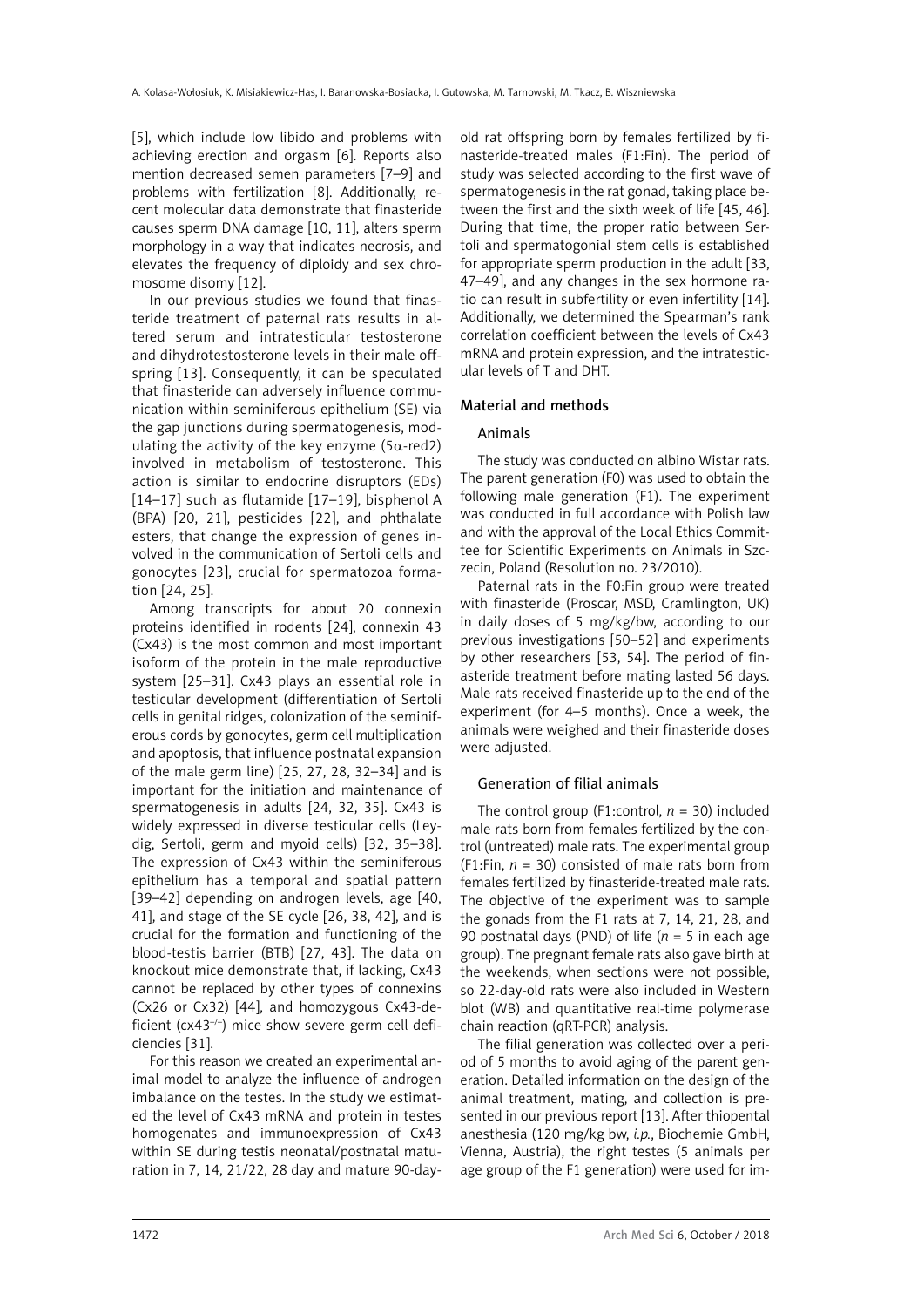[5], which include low libido and problems with achieving erection and orgasm [6]. Reports also mention decreased semen parameters [7–9] and problems with fertilization [8]. Additionally, recent molecular data demonstrate that finasteride causes sperm DNA damage [10, 11], alters sperm morphology in a way that indicates necrosis, and elevates the frequency of diploidy and sex chromosome disomy [12].

In our previous studies we found that finasteride treatment of paternal rats results in altered serum and intratesticular testosterone and dihydrotestosterone levels in their male offspring [13]. Consequently, it can be speculated that finasteride can adversely influence communication within seminiferous epithelium (SE) via the gap junctions during spermatogenesis, modulating the activity of the key enzyme (5α-red2) involved in metabolism of testosterone. This action is similar to endocrine disruptors (EDs) [14–17] such as flutamide [17–19], bisphenol A (BPA) [20, 21], pesticides [22], and phthalate esters, that change the expression of genes involved in the communication of Sertoli cells and gonocytes [23], crucial for spermatozoa formation [24, 25].

Among transcripts for about 20 connexin proteins identified in rodents [24], connexin 43 (Cx43) is the most common and most important isoform of the protein in the male reproductive system [25–31]. Cx43 plays an essential role in testicular development (differentiation of Sertoli cells in genital ridges, colonization of the seminiferous cords by gonocytes, germ cell multiplication and apoptosis, that influence postnatal expansion of the male germ line) [25, 27, 28, 32–34] and is important for the initiation and maintenance of spermatogenesis in adults [24, 32, 35]. Cx43 is widely expressed in diverse testicular cells (Leydig, Sertoli, germ and myoid cells) [32, 35–38]. The expression of Cx43 within the seminiferous epithelium has a temporal and spatial pattern [39–42] depending on androgen levels, age [40, 41], and stage of the SE cycle [26, 38, 42], and is crucial for the formation and functioning of the blood-testis barrier (BTB) [27, 43]. The data on knockout mice demonstrate that, if lacking, Cx43 cannot be replaced by other types of connexins (Cx26 or Cx32) [44], and homozygous Cx43-deficient (cx43$^{-/-}$) mice show severe germ cell deficiencies [31].

For this reason we created an experimental animal model to analyze the influence of androgen imbalance on the testes. In the study we estimated the level of Cx43 mRNA and protein in testes homogenates and immunoexpression of Cx43 within SE during testis neonatal/postnatal maturation in 7, 14, 21/22, 28 day and mature 90-day-old rat offspring born by females fertilized by finasteride-treated males (F1:Fin). The period of study was selected according to the first wave of spermatogenesis in the rat gonad, taking place between the first and the sixth week of life [45, 46]. During that time, the proper ratio between Sertoli and spermatogonial stem cells is established for appropriate sperm production in the adult [33, 47–49], and any changes in the sex hormone ratio can result in subfertility or even infertility [14]. Additionally, we determined the Spearman's rank correlation coefficient between the levels of Cx43 mRNA and protein expression, and the intratesticular levels of T and DHT.

## Material and methods

### Animals

The study was conducted on albino Wistar rats. The parent generation (F0) was used to obtain the following male generation (F1). The experiment was conducted in full accordance with Polish law and with the approval of the Local Ethics Committee for Scientific Experiments on Animals in Szczecin, Poland (Resolution no. 23/2010).

Paternal rats in the F0:Fin group were treated with finasteride (Proscar, MSD, Cramlington, UK) in daily doses of 5 mg/kg/bw, according to our previous investigations [50–52] and experiments by other researchers [53, 54]. The period of finasteride treatment before mating lasted 56 days. Male rats received finasteride up to the end of the experiment (for 4–5 months). Once a week, the animals were weighed and their finasteride doses were adjusted.

### Generation of filial animals

The control group (F1:control, *n* = 30) included male rats born from females fertilized by the control (untreated) male rats. The experimental group (F1:Fin, *n* = 30) consisted of male rats born from females fertilized by finasteride-treated male rats. The objective of the experiment was to sample the gonads from the F1 rats at 7, 14, 21, 28, and 90 postnatal days (PND) of life (*n* = 5 in each age group). The pregnant female rats also gave birth at the weekends, when sections were not possible, so 22-day-old rats were also included in Western blot (WB) and quantitative real-time polymerase chain reaction (qRT-PCR) analysis.

The filial generation was collected over a period of 5 months to avoid aging of the parent generation. Detailed information on the design of the animal treatment, mating, and collection is presented in our previous report [13]. After thiopental anesthesia (120 mg/kg bw, *i.p.*, Biochemie GmbH, Vienna, Austria), the right testes (5 animals per age group of the F1 generation) were used for im-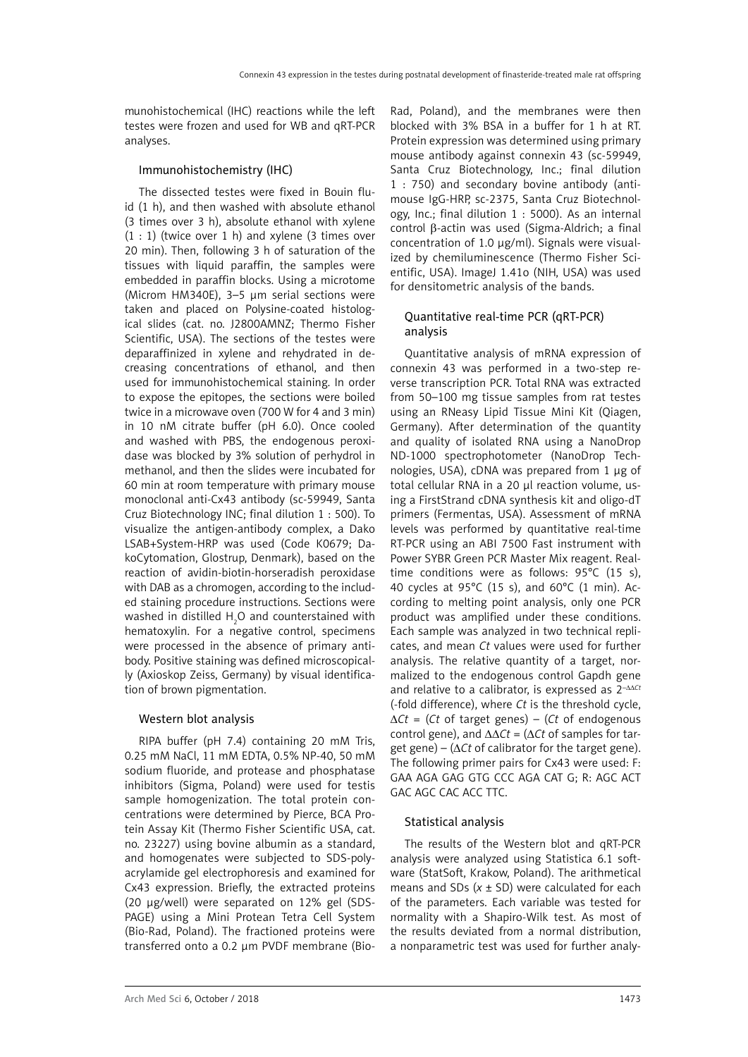munohistochemical (IHC) reactions while the left testes were frozen and used for WB and qRT-PCR analyses.

### Immunohistochemistry (IHC)

The dissected testes were fixed in Bouin fluid (1 h), and then washed with absolute ethanol (3 times over 3 h), absolute ethanol with xylene (1 : 1) (twice over 1 h) and xylene (3 times over 20 min). Then, following 3 h of saturation of the tissues with liquid paraffin, the samples were embedded in paraffin blocks. Using a microtome (Microm HM340E), 3–5 µm serial sections were taken and placed on Polysine-coated histological slides (cat. no. J2800AMNZ; Thermo Fisher Scientific, USA). The sections of the testes were deparaffinized in xylene and rehydrated in decreasing concentrations of ethanol, and then used for immunohistochemical staining. In order to expose the epitopes, the sections were boiled twice in a microwave oven (700 W for 4 and 3 min) in 10 nM citrate buffer (pH 6.0). Once cooled and washed with PBS, the endogenous peroxidase was blocked by 3% solution of perhydrol in methanol, and then the slides were incubated for 60 min at room temperature with primary mouse monoclonal anti-Cx43 antibody (sc-59949, Santa Cruz Biotechnology INC; final dilution 1 : 500). To visualize the antigen-antibody complex, a Dako LSAB+System-HRP was used (Code K0679; DakoCytomation, Glostrup, Denmark), based on the reaction of avidin-biotin-horseradish peroxidase with DAB as a chromogen, according to the included staining procedure instructions. Sections were washed in distilled $H_2O$ and counterstained with hematoxylin. For a negative control, specimens were processed in the absence of primary antibody. Positive staining was defined microscopically (Axioskop Zeiss, Germany) by visual identification of brown pigmentation.

### Western blot analysis

RIPA buffer (pH 7.4) containing 20 mM Tris, 0.25 mM NaCl, 11 mM EDTA, 0.5% NP-40, 50 mM sodium fluoride, and protease and phosphatase inhibitors (Sigma, Poland) were used for testis sample homogenization. The total protein concentrations were determined by Pierce, BCA Protein Assay Kit (Thermo Fisher Scientific USA, cat. no. 23227) using bovine albumin as a standard, and homogenates were subjected to SDS-polyacrylamide gel electrophoresis and examined for Cx43 expression. Briefly, the extracted proteins (20 µg/well) were separated on 12% gel (SDS-PAGE) using a Mini Protean Tetra Cell System (Bio-Rad, Poland). The fractioned proteins were transferred onto a 0.2 µm PVDF membrane (Bio-Rad, Poland), and the membranes were then blocked with 3% BSA in a buffer for 1 h at RT. Protein expression was determined using primary mouse antibody against connexin 43 (sc-59949, Santa Cruz Biotechnology, Inc.; final dilution 1 : 750) and secondary bovine antibody (anti-mouse IgG-HRP, sc-2375, Santa Cruz Biotechnology, Inc.; final dilution 1 : 5000). As an internal control β-actin was used (Sigma-Aldrich; a final concentration of 1.0 µg/ml). Signals were visualized by chemiluminescence (Thermo Fisher Scientific, USA). ImageJ 1.41o (NIH, USA) was used for densitometric analysis of the bands.

### Quantitative real-time PCR (qRT-PCR) analysis

Quantitative analysis of mRNA expression of connexin 43 was performed in a two-step reverse transcription PCR. Total RNA was extracted from 50–100 mg tissue samples from rat testes using an RNeasy Lipid Tissue Mini Kit (Qiagen, Germany). After determination of the quantity and quality of isolated RNA using a NanoDrop ND-1000 spectrophotometer (NanoDrop Technologies, USA), cDNA was prepared from 1 µg of total cellular RNA in a 20 µl reaction volume, using a FirstStrand cDNA synthesis kit and oligo-dT primers (Fermentas, USA). Assessment of mRNA levels was performed by quantitative real-time RT-PCR using an ABI 7500 Fast instrument with Power SYBR Green PCR Master Mix reagent. Real-time conditions were as follows: 95°C (15 s), 40 cycles at 95°C (15 s), and 60°C (1 min). According to melting point analysis, only one PCR product was amplified under these conditions. Each sample was analyzed in two technical replicates, and mean *Ct* values were used for further analysis. The relative quantity of a target, normalized to the endogenous control Gapdh gene and relative to a calibrator, is expressed as $2^{-\Delta\Delta Ct}$ (-fold difference), where *Ct* is the threshold cycle, $\Delta Ct$ = (*Ct* of target genes) – (*Ct* of endogenous control gene), and $\Delta\Delta Ct$ = ($\Delta Ct$ of samples for target gene) – ($\Delta Ct$ of calibrator for the target gene). The following primer pairs for Cx43 were used: F: GAA AGA GAG GTG CCC AGA CAT G; R: AGC ACT GAC AGC CAC ACC TTC.

### Statistical analysis

The results of the Western blot and qRT-PCR analysis were analyzed using Statistica 6.1 software (StatSoft, Krakow, Poland). The arithmetical means and SDs ($x \pm$ SD) were calculated for each of the parameters. Each variable was tested for normality with a Shapiro-Wilk test. As most of the results deviated from a normal distribution, a nonparametric test was used for further analy-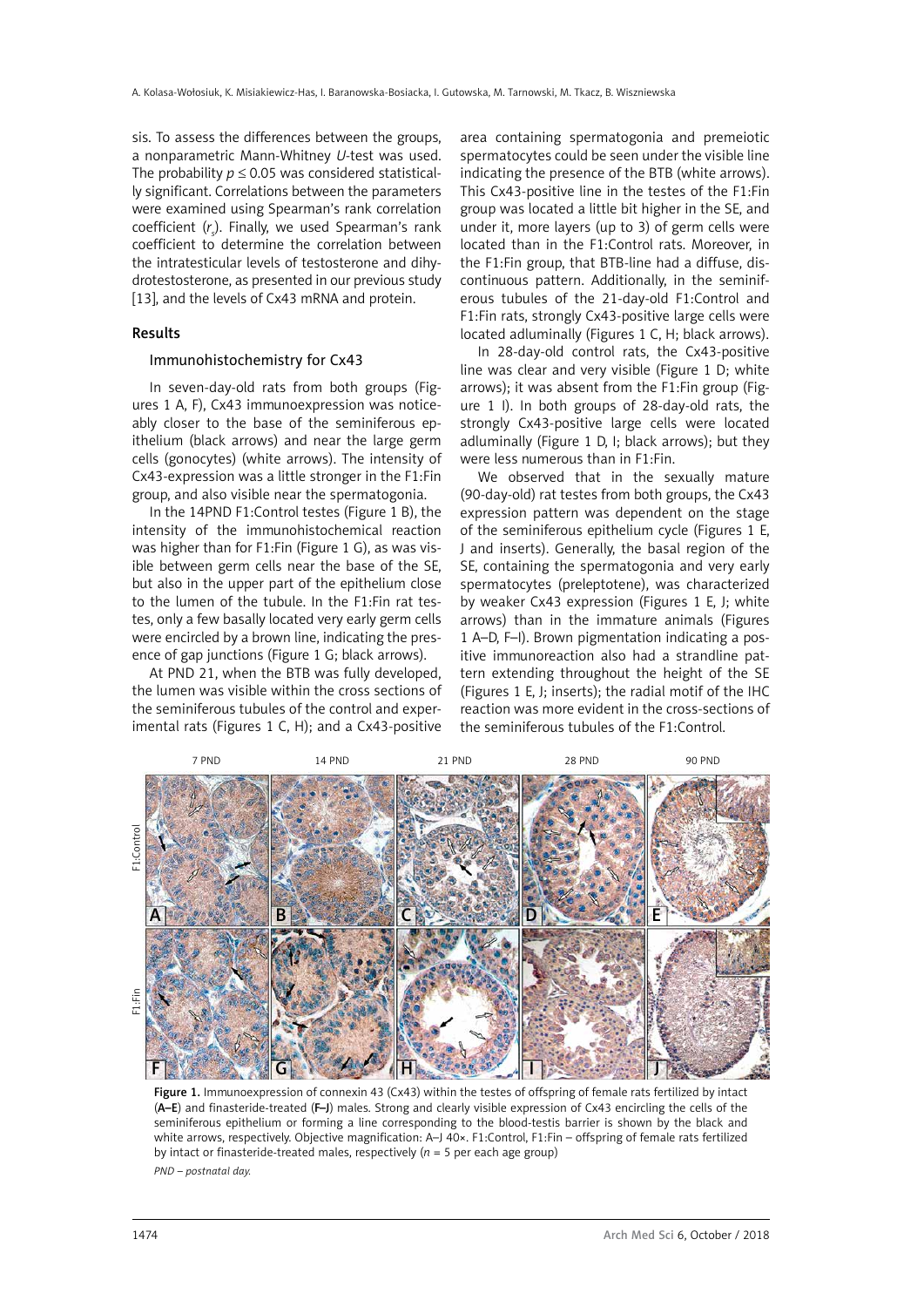sis. To assess the differences between the groups, a nonparametric Mann-Whitney *U*-test was used. The probability $p \leq 0.05$ was considered statistically significant. Correlations between the parameters were examined using Spearman's rank correlation coefficient ($r_s$). Finally, we used Spearman's rank coefficient to determine the correlation between the intratesticular levels of testosterone and dihydrotestosterone, as presented in our previous study [13], and the levels of Cx43 mRNA and protein.

## Results

### Immunohistochemistry for Cx43

In seven-day-old rats from both groups (Figures 1 A, F), Cx43 immunoexpression was noticeably closer to the base of the seminiferous epithelium (black arrows) and near the large germ cells (gonocytes) (white arrows). The intensity of Cx43-expression was a little stronger in the F1:Fin group, and also visible near the spermatogonia.

In the 14PND F1:Control testes (Figure 1 B), the intensity of the immunohistochemical reaction was higher than for F1:Fin (Figure 1 G), as was visible between germ cells near the base of the SE, but also in the upper part of the epithelium close to the lumen of the tubule. In the F1:Fin rat testes, only a few basally located very early germ cells were encircled by a brown line, indicating the presence of gap junctions (Figure 1 G; black arrows).

At PND 21, when the BTB was fully developed, the lumen was visible within the cross sections of the seminiferous tubules of the control and experimental rats (Figures 1 C, H); and a Cx43-positive area containing spermatogonia and premeiotic spermatocytes could be seen under the visible line indicating the presence of the BTB (white arrows). This Cx43-positive line in the testes of the F1:Fin group was located a little bit higher in the SE, and under it, more layers (up to 3) of germ cells were located than in the F1:Control rats. Moreover, in the F1:Fin group, that BTB-line had a diffuse, discontinuous pattern. Additionally, in the seminiferous tubules of the 21-day-old F1:Control and F1:Fin rats, strongly Cx43-positive large cells were located adluminally (Figures 1 C, H; black arrows).

In 28-day-old control rats, the Cx43-positive line was clear and very visible (Figure 1 D; white arrows); it was absent from the F1:Fin group (Figure 1 I). In both groups of 28-day-old rats, the strongly Cx43-positive large cells were located adluminally (Figure 1 D, I; black arrows); but they were less numerous than in F1:Fin.

We observed that in the sexually mature (90-day-old) rat testes from both groups, the Cx43 expression pattern was dependent on the stage of the seminiferous epithelium cycle (Figures 1 E, J and inserts). Generally, the basal region of the SE, containing the spermatogonia and very early spermatocytes (preleptotene), was characterized by weaker Cx43 expression (Figures 1 E, J; white arrows) than in the immature animals (Figures 1 A–D, F–I). Brown pigmentation indicating a positive immunoreaction also had a strandline pattern extending throughout the height of the SE (Figures 1 E, J; inserts); the radial motif of the IHC reaction was more evident in the cross-sections of the seminiferous tubules of the F1:Control.

**Figure 1.** Immunoexpression of connexin 43 (Cx43) within the testes of offspring of female rats fertilized by intact (**A–E**) and finasteride-treated (**F–J**) males. Strong and clearly visible expression of Cx43 encircling the cells of the seminiferous epithelium or forming a line corresponding to the blood-testis barrier is shown by the black and white arrows, respectively. Objective magnification: A–J 40×. F1:Control, F1:Fin – offspring of female rats fertilized by intact or finasteride-treated males, respectively ($n$ = 5 per each age group)

*PND – postnatal day.*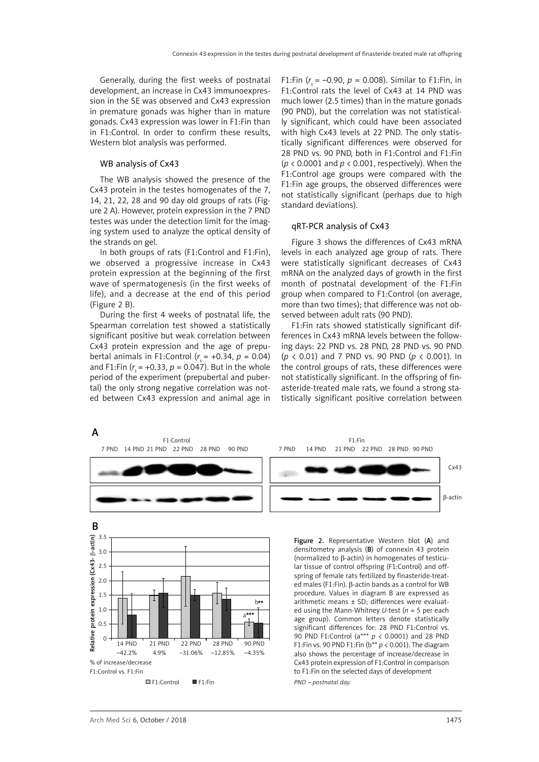Generally, during the first weeks of postnatal development, an increase in Cx43 immunoexpression in the SE was observed and Cx43 expression in premature gonads was higher than in mature gonads. Cx43 expression was lower in F1:Fin than in F1:Control. In order to confirm these results, Western blot analysis was performed.

### WB analysis of Cx43

The WB analysis showed the presence of the Cx43 protein in the testes homogenates of the 7, 14, 21, 22, 28 and 90 day old groups of rats (Figure 2 A). However, protein expression in the 7 PND testes was under the detection limit for the imaging system used to analyze the optical density of the strands on gel.

In both groups of rats (F1:Control and F1:Fin), we observed a progressive increase in Cx43 protein expression at the beginning of the first wave of spermatogenesis (in the first weeks of life), and a decrease at the end of this period (Figure 2 B).

During the first 4 weeks of postnatal life, the Spearman correlation test showed a statistically significant positive but weak correlation between Cx43 protein expression and the age of prepubertal animals in F1:Control ($r_s = +0.34$, $p = 0.04$) and F1:Fin ($r_s = +0.33$, $p = 0.047$). But in the whole period of the experiment (prepubertal and pubertal) the only strong negative correlation was noted between Cx43 expression and animal age in F1:Fin ($r_s = -0.90$, $p = 0.008$). Similar to F1:Fin, in F1:Control rats the level of Cx43 at 14 PND was much lower (2.5 times) than in the mature gonads (90 PND), but the correlation was not statistically significant, which could have been associated with high Cx43 levels at 22 PND. The only statistically significant differences were observed for 28 PND vs. 90 PND, both in F1:Control and F1:Fin ($p < 0.0001$ and $p < 0.001$, respectively). When the F1:Control age groups were compared with the F1:Fin age groups, the observed differences were not statistically significant (perhaps due to high standard deviations).

### qRT-PCR analysis of Cx43

Figure 3 shows the differences of Cx43 mRNA levels in each analyzed age group of rats. There were statistically significant decreases of Cx43 mRNA on the analyzed days of growth in the first month of postnatal development of the F1:Fin group when compared to F1:Control (on average, more than two times); that difference was not observed between adult rats (90 PND).

F1:Fin rats showed statistically significant differences in Cx43 mRNA levels between the following days: 22 PND vs. 28 PND, 28 PND vs. 90 PND ($p < 0.01$) and 7 PND vs. 90 PND ($p < 0.001$). In the control groups of rats, these differences were not statistically significant. In the offspring of finasteride-treated male rats, we found a strong statistically significant positive correlation between

**Figure 2.** Representative Western blot (**A**) and densitometry analysis (**B**) of connexin 43 protein (normalized to β-actin) in homogenates of testicular tissue of control offspring (F1:Control) and offspring of female rats fertilized by finasteride-treated males (F1:Fin). β-actin bands as a control for WB procedure. Values in diagram B are expressed as arithmetic means ± SD; differences were evaluated using the Mann-Whitney *U*-test ($n = 5$ per each age group). Common letters denote statistically significant differences for: 28 PND F1:Control vs. 90 PND F1:Control (a*** $p < 0.0001$) and 28 PND F1:Fin vs. 90 PND F1:Fin (b** $p < 0.001$). The diagram also shows the percentage of increase/decrease in Cx43 protein expression of F1:Control in comparison to F1:Fin on the selected days of development

*PND – postnatal day.*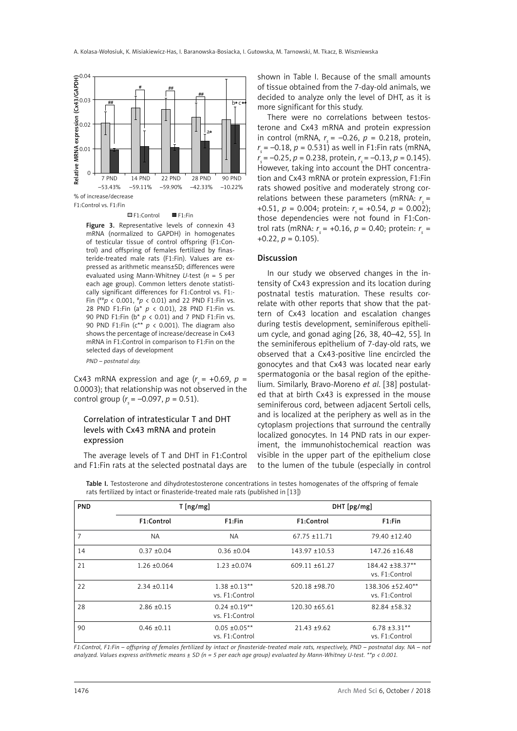Figure 3. Representative levels of connexin 43 mRNA (normalized to GAPDH) in homogenates of testicular tissue of control offspring (F1:Control) and offspring of females fertilized by finasteride-treated male rats (F1:Fin). Values are expressed as arithmetic means±SD; differences were evaluated using Mann-Whitney *U*-test (*n* = 5 per each age group). Common letters denote statistically significant differences for F1:Control vs. F1:Fin (##$p < 0.001$, #$p < 0.01$) and 22 PND F1:Fin vs. 28 PND F1:Fin (a* $p < 0.01$), 28 PND F1:Fin vs. 90 PND F1:Fin (b* $p < 0.01$) and 7 PND F1:Fin vs. 90 PND F1:Fin (c** $p < 0.001$). The diagram also shows the percentage of increase/decrease in Cx43 mRNA in F1:Control in comparison to F1:Fin on the selected days of development

*PND – postnatal day.*

Cx43 mRNA expression and age ($r_s = +0.69$, $p = 0.0003$); that relationship was not observed in the control group ($r_s = -0.097$, $p = 0.51$).

### Correlation of intratesticular T and DHT levels with Cx43 mRNA and protein expression

The average levels of T and DHT in F1:Control and F1:Fin rats at the selected postnatal days are shown in Table I. Because of the small amounts of tissue obtained from the 7-day-old animals, we decided to analyze only the level of DHT, as it is more significant for this study.

There were no correlations between testosterone and Cx43 mRNA and protein expression in control (mRNA, $r_s = -0.26$, $p = 0.218$, protein, $r_s = -0.18$, $p = 0.531$) as well in F1:Fin rats (mRNA, $r_s = -0.25$, $p = 0.238$, protein, $r_s = -0.13$, $p = 0.145$). However, taking into account the DHT concentration and Cx43 mRNA or protein expression, F1:Fin rats showed positive and moderately strong correlations between these parameters (mRNA: $r_s = +0.51$, $p = 0.004$; protein: $r_s = +0.54$, $p = 0.002$); those dependencies were not found in F1:Control rats (mRNA: $r_s = +0.16$, $p = 0.40$; protein: $r_s = +0.22$, $p = 0.105$).

## Discussion

In our study we observed changes in the intensity of Cx43 expression and its location during postnatal testis maturation. These results correlate with other reports that show that the pattern of Cx43 location and escalation changes during testis development, seminiferous epithelium cycle, and gonad aging [26, 38, 40–42, 55]. In the seminiferous epithelium of 7-day-old rats, we observed that a Cx43-positive line encircled the gonocytes and that Cx43 was located near early spermatogonia or the basal region of the epithelium. Similarly, Bravo-Moreno *et al*. [38] postulated that at birth Cx43 is expressed in the mouse seminiferous cord, between adjacent Sertoli cells, and is localized at the periphery as well as in the cytoplasm projections that surround the centrally localized gonocytes. In 14 PND rats in our experiment, the immunohistochemical reaction was visible in the upper part of the epithelium close to the lumen of the tubule (especially in control

Table I. Testosterone and dihydrotestosterone concentrations in testes homogenates of the offspring of female rats fertilized by intact or finasteride-treated male rats (published in [13])

| PND | T [ng/mg] | | DHT [pg/mg] | |
|---|---|---|---|---|
| | F1:Control | F1:Fin | F1:Control | F1:Fin |
| 7 | NA | NA | 67.75 ±11.71 | 79.40 ±12.40 |
| 14 | 0.37 ±0.04 | 0.36 ±0.04 | 143.97 ±10.53 | 147.26 ±16.48 |
| 21 | 1.26 ±0.064 | 1.23 ±0.074 | 609.11 ±61.27 | 184.42 ±38.37** vs. F1:Control |
| 22 | 2.34 ±0.114 | 1.38 ±0.13** vs. F1:Control | 520.18 ±98.70 | 138.306 ±52.40** vs. F1:Control |
| 28 | 2.86 ±0.15 | 0.24 ±0.19** vs. F1:Control | 120.30 ±65.61 | 82.84 ±58.32 |
| 90 | 0.46 ±0.11 | 0.05 ±0.05** vs. F1:Control | 21.43 ±9.62 | 6.78 ±3.31** vs. F1:Control |

*F1:Control, F1:Fin – offspring of females fertilized by intact or finasteride-treated male rats, respectively, PND – postnatal day. NA – not analyzed. Values express arithmetic means ± SD (n = 5 per each age group) evaluated by Mann-Whitney U-test. \*\*p < 0.001.*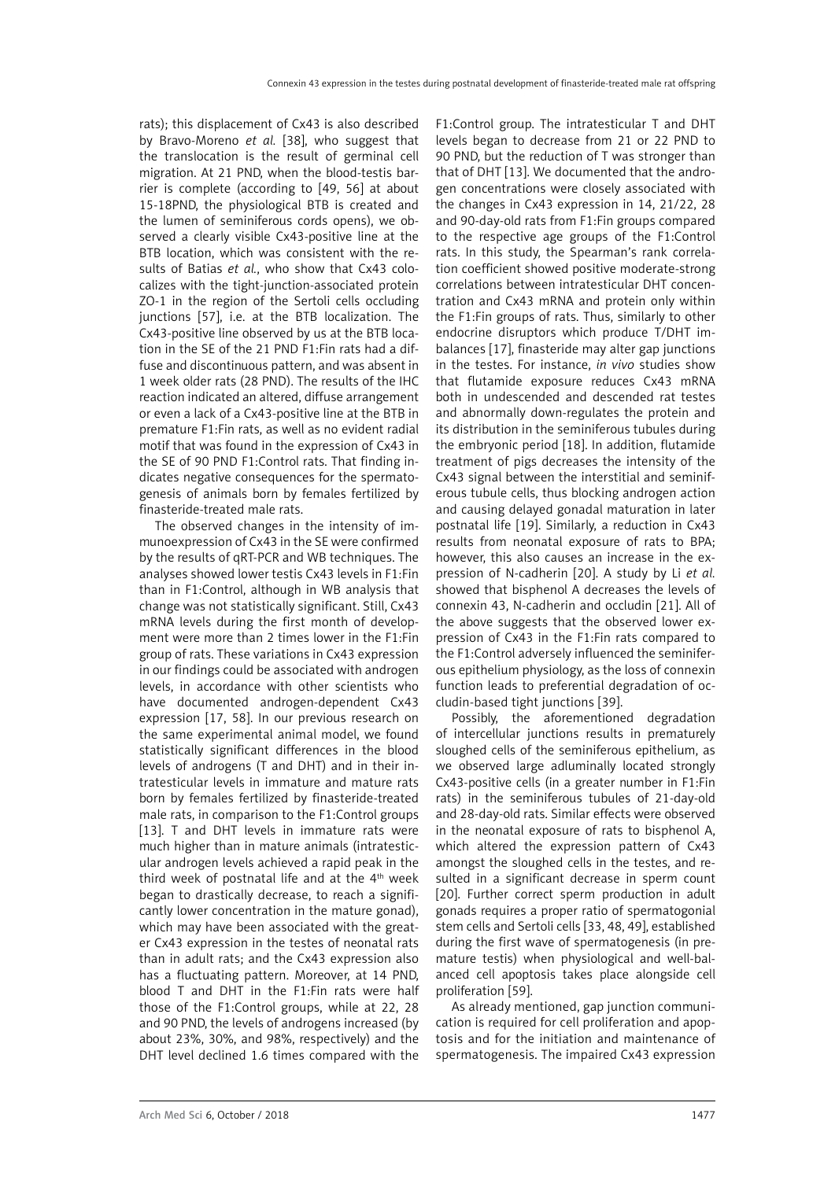rats); this displacement of Cx43 is also described by Bravo-Moreno *et al.* [38], who suggest that the translocation is the result of germinal cell migration. At 21 PND, when the blood-testis barrier is complete (according to [49, 56] at about 15-18PND, the physiological BTB is created and the lumen of seminiferous cords opens), we observed a clearly visible Cx43-positive line at the BTB location, which was consistent with the results of Batias *et al.*, who show that Cx43 colocalizes with the tight-junction-associated protein ZO-1 in the region of the Sertoli cells occluding junctions [57], i.e. at the BTB localization. The Cx43-positive line observed by us at the BTB location in the SE of the 21 PND F1:Fin rats had a diffuse and discontinuous pattern, and was absent in 1 week older rats (28 PND). The results of the IHC reaction indicated an altered, diffuse arrangement or even a lack of a Cx43-positive line at the BTB in premature F1:Fin rats, as well as no evident radial motif that was found in the expression of Cx43 in the SE of 90 PND F1:Control rats. That finding indicates negative consequences for the spermatogenesis of animals born by females fertilized by finasteride-treated male rats.

The observed changes in the intensity of immunoexpression of Cx43 in the SE were confirmed by the results of qRT-PCR and WB techniques. The analyses showed lower testis Cx43 levels in F1:Fin than in F1:Control, although in WB analysis that change was not statistically significant. Still, Cx43 mRNA levels during the first month of development were more than 2 times lower in the F1:Fin group of rats. These variations in Cx43 expression in our findings could be associated with androgen levels, in accordance with other scientists who have documented androgen-dependent Cx43 expression [17, 58]. In our previous research on the same experimental animal model, we found statistically significant differences in the blood levels of androgens (T and DHT) and in their intratesticular levels in immature and mature rats born by females fertilized by finasteride-treated male rats, in comparison to the F1:Control groups [13]. T and DHT levels in immature rats were much higher than in mature animals (intratesticular androgen levels achieved a rapid peak in the third week of postnatal life and at the 4[th] week began to drastically decrease, to reach a significantly lower concentration in the mature gonad), which may have been associated with the greater Cx43 expression in the testes of neonatal rats than in adult rats; and the Cx43 expression also has a fluctuating pattern. Moreover, at 14 PND, blood T and DHT in the F1:Fin rats were half those of the F1:Control groups, while at 22, 28 and 90 PND, the levels of androgens increased (by about 23%, 30%, and 98%, respectively) and the DHT level declined 1.6 times compared with the F1:Control group. The intratesticular T and DHT levels began to decrease from 21 or 22 PND to 90 PND, but the reduction of T was stronger than that of DHT [13]. We documented that the androgen concentrations were closely associated with the changes in Cx43 expression in 14, 21/22, 28 and 90-day-old rats from F1:Fin groups compared to the respective age groups of the F1:Control rats. In this study, the Spearman's rank correlation coefficient showed positive moderate-strong correlations between intratesticular DHT concentration and Cx43 mRNA and protein only within the F1:Fin groups of rats. Thus, similarly to other endocrine disruptors which produce T/DHT imbalances [17], finasteride may alter gap junctions in the testes. For instance, *in vivo* studies show that flutamide exposure reduces Cx43 mRNA both in undescended and descended rat testes and abnormally down-regulates the protein and its distribution in the seminiferous tubules during the embryonic period [18]. In addition, flutamide treatment of pigs decreases the intensity of the Cx43 signal between the interstitial and seminiferous tubule cells, thus blocking androgen action and causing delayed gonadal maturation in later postnatal life [19]. Similarly, a reduction in Cx43 results from neonatal exposure of rats to BPA; however, this also causes an increase in the expression of N-cadherin [20]. A study by Li *et al.* showed that bisphenol A decreases the levels of connexin 43, N-cadherin and occludin [21]. All of the above suggests that the observed lower expression of Cx43 in the F1:Fin rats compared to the F1:Control adversely influenced the seminiferous epithelium physiology, as the loss of connexin function leads to preferential degradation of occludin-based tight junctions [39].

Possibly, the aforementioned degradation of intercellular junctions results in prematurely sloughed cells of the seminiferous epithelium, as we observed large adluminally located strongly Cx43-positive cells (in a greater number in F1:Fin rats) in the seminiferous tubules of 21-day-old and 28-day-old rats. Similar effects were observed in the neonatal exposure of rats to bisphenol A, which altered the expression pattern of Cx43 amongst the sloughed cells in the testes, and resulted in a significant decrease in sperm count [20]. Further correct sperm production in adult gonads requires a proper ratio of spermatogonial stem cells and Sertoli cells [33, 48, 49], established during the first wave of spermatogenesis (in premature testis) when physiological and well-balanced cell apoptosis takes place alongside cell proliferation [59].

As already mentioned, gap junction communication is required for cell proliferation and apoptosis and for the initiation and maintenance of spermatogenesis. The impaired Cx43 expression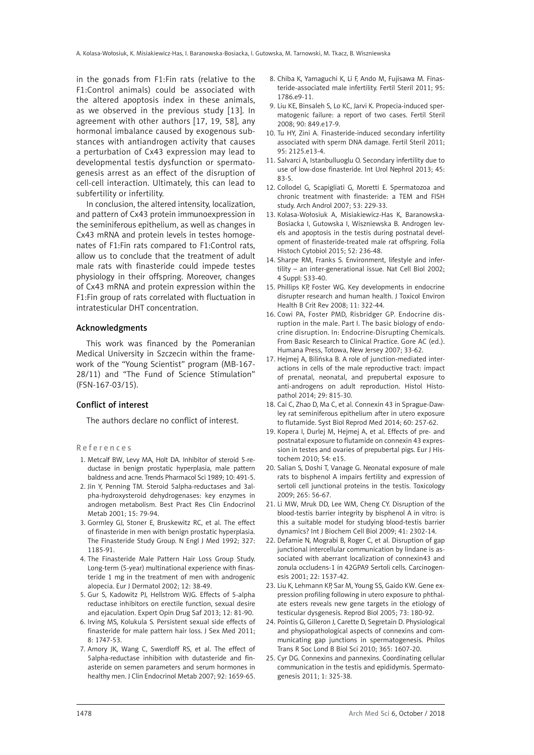in the gonads from F1:Fin rats (relative to the F1:Control animals) could be associated with the altered apoptosis index in these animals, as we observed in the previous study [13]. In agreement with other authors [17, 19, 58], any hormonal imbalance caused by exogenous substances with antiandrogen activity that causes a perturbation of Cx43 expression may lead to developmental testis dysfunction or spermatogenesis arrest as an effect of the disruption of cell-cell interaction. Ultimately, this can lead to subfertility or infertility.

In conclusion, the altered intensity, localization, and pattern of Cx43 protein immunoexpression in the seminiferous epithelium, as well as changes in Cx43 mRNA and protein levels in testes homogenates of F1:Fin rats compared to F1:Control rats, allow us to conclude that the treatment of adult male rats with finasteride could impede testes physiology in their offspring. Moreover, changes of Cx43 mRNA and protein expression within the F1:Fin group of rats correlated with fluctuation in intratesticular DHT concentration.

## Acknowledgments

This work was financed by the Pomeranian Medical University in Szczecin within the framework of the "Young Scientist" program (MB-167-28/11) and "The Fund of Science Stimulation" (FSN-167-03/15).

## Conflict of interest

The authors declare no conflict of interest.

## References

1. Metcalf BW, Levy MA, Holt DA. Inhibitor of steroid 5-reductase in benign prostatic hyperplasia, male pattern baldness and acne. Trends Pharmacol Sci 1989; 10: 491-5.
2. Jin Y, Penning TM. Steroid 5alpha-reductases and 3alpha-hydroxysteroid dehydrogenases: key enzymes in androgen metabolism. Best Pract Res Clin Endocrinol Metab 2001; 15: 79-94.
3. Gormley GJ, Stoner E, Bruskewitz RC, et al. The effect of finasteride in men with benign prostatic hyperplasia. The Finasteride Study Group. N Engl J Med 1992; 327: 1185-91.
4. The Finasteride Male Pattern Hair Loss Group Study. Long-term (5-year) multinational experience with finasteride 1 mg in the treatment of men with androgenic alopecia. Eur J Dermatol 2002; 12: 38-49.
5. Gur S, Kadowitz PJ, Hellstrom WJG. Effects of 5-alpha reductase inhibitors on erectile function, sexual desire and ejaculation. Expert Opin Drug Saf 2013; 12: 81-90.
6. Irving MS, Kolukula S. Persistent sexual side effects of finasteride for male pattern hair loss. J Sex Med 2011; 8: 1747-53.
7. Amory JK, Wang C, Swerdloff RS, et al. The effect of 5alpha-reductase inhibition with dutasteride and finasteride on semen parameters and serum hormones in healthy men. J Clin Endocrinol Metab 2007; 92: 1659-65.
8. Chiba K, Yamaguchi K, Li F, Ando M, Fujisawa M. Finasteride-associated male infertility. Fertil Steril 2011; 95: 1786.e9-11.
9. Liu KE, Binsaleh S, Lo KC, Jarvi K. Propecia-induced spermatogenic failure: a report of two cases. Fertil Steril 2008; 90: 849.e17-9.
10. Tu HY, Zini A. Finasteride-induced secondary infertility associated with sperm DNA damage. Fertil Steril 2011; 95: 2125.e13-4.
11. Salvarci A, Istanbulluoglu O. Secondary infertility due to use of low-dose finasteride. Int Urol Nephrol 2013; 45: 83-5.
12. Collodel G, Scapigliati G, Moretti E. Spermatozoa and chronic treatment with finasteride: a TEM and FISH study. Arch Androl 2007; 53: 229-33.
13. Kolasa-Wołosiuk A, Misiakiewicz-Has K, Baranowska-Bosiacka I, Gutowska I, Wiszniewska B. Androgen levels and apoptosis in the testis during postnatal development of finasteride-treated male rat offspring. Folia Histoch Cytobiol 2015; 52: 236-48.
14. Sharpe RM, Franks S. Environment, lifestyle and infertility – an inter-generational issue. Nat Cell Biol 2002; 4 Suppl: S33-40.
15. Phillips KP, Foster WG. Key developments in endocrine disrupter research and human health. J Toxicol Environ Health B Crit Rev 2008; 11: 322-44.
16. Cowi PA, Foster PMD, Risbridger GP. Endocrine disruption in the male. Part I. The basic biology of endocrine disruption. In: Endocrine-Disrupting Chemicals. From Basic Research to Clinical Practice. Gore AC (ed.). Humana Press, Totowa, New Jersey 2007; 33-62.
17. Hejmej A, Bilińska B. A role of junction-mediated interactions in cells of the male reproductive tract: impact of prenatal, neonatal, and prepubertal exposure to anti-androgens on adult reproduction. Histol Histopathol 2014; 29: 815-30.
18. Cai C, Zhao D, Ma C, et al. Connexin 43 in Sprague-Dawley rat seminiferous epithelium after in utero exposure to flutamide. Syst Biol Reprod Med 2014; 60: 257-62.
19. Kopera I, Durlej M, Hejmej A, et al. Effects of pre- and postnatal exposure to flutamide on connexin 43 expression in testes and ovaries of prepubertal pigs. Eur J Histochem 2010; 54: e15.
20. Salian S, Doshi T, Vanage G. Neonatal exposure of male rats to bisphenol A impairs fertility and expression of sertoli cell junctional proteins in the testis. Toxicology 2009; 265: 56-67.
21. Li MW, Mruk DD, Lee WM, Cheng CY. Disruption of the blood-testis barrier integrity by bisphenol A in vitro: is this a suitable model for studying blood-testis barrier dynamics? Int J Biochem Cell Biol 2009; 41: 2302-14.
22. Defamie N, Mograbi B, Roger C, et al. Disruption of gap junctional intercellular communication by lindane is associated with aberrant localization of connexin43 and zonula occludens-1 in 42GPA9 Sertoli cells. Carcinogenesis 2001; 22: 1537-42.
23. Liu K, Lehmann KP, Sar M, Young SS, Gaido KW. Gene expression profiling following in utero exposure to phthalate esters reveals new gene targets in the etiology of testicular dysgenesis. Reprod Biol 2005; 73: 180-92.
24. Pointis G, Gilleron J, Carette D, Segretain D. Physiological and physiopathological aspects of connexins and communicating gap junctions in spermatogenesis. Philos Trans R Soc Lond B Biol Sci 2010; 365: 1607-20.
25. Cyr DG. Connexins and pannexins. Coordinating cellular communication in the testis and epididymis. Spermatogenesis 2011; 1: 325-38.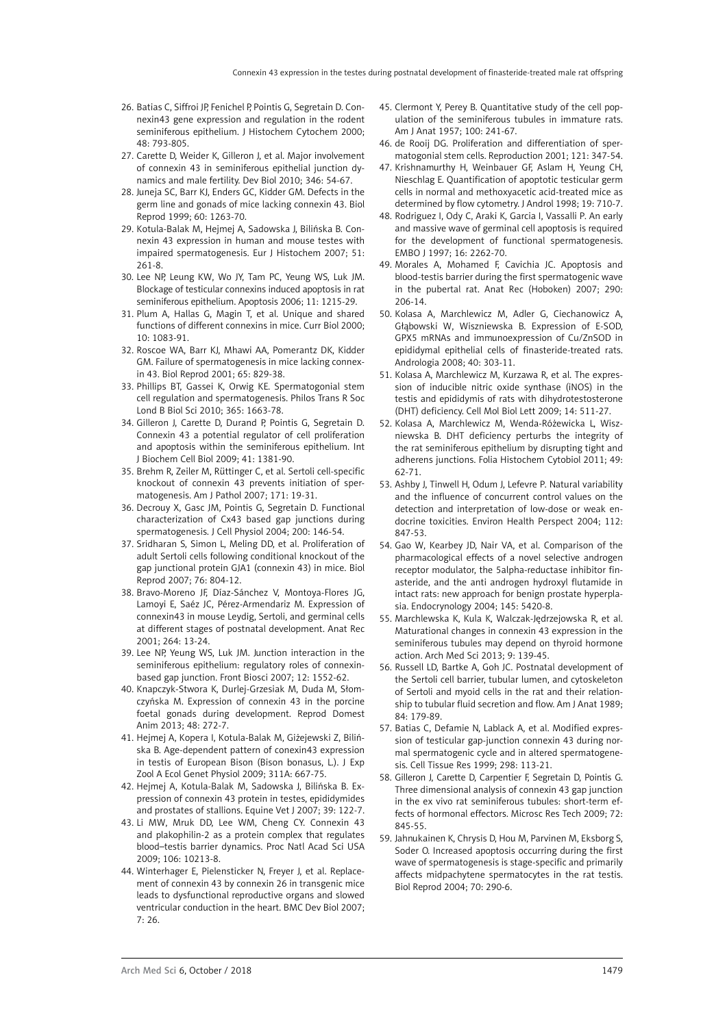26. Batias C, Siffroi JP, Fenichel P, Pointis G, Segretain D. Connexin43 gene expression and regulation in the rodent seminiferous epithelium. J Histochem Cytochem 2000; 48: 793-805.
27. Carette D, Weider K, Gilleron J, et al. Major involvement of connexin 43 in seminiferous epithelial junction dynamics and male fertility. Dev Biol 2010; 346: 54-67.
28. Juneja SC, Barr KJ, Enders GC, Kidder GM. Defects in the germ line and gonads of mice lacking connexin 43. Biol Reprod 1999; 60: 1263-70.
29. Kotula-Balak M, Hejmej A, Sadowska J, Bilińska B. Connexin 43 expression in human and mouse testes with impaired spermatogenesis. Eur J Histochem 2007; 51: 261-8.
30. Lee NP, Leung KW, Wo JY, Tam PC, Yeung WS, Luk JM. Blockage of testicular connexins induced apoptosis in rat seminiferous epithelium. Apoptosis 2006; 11: 1215-29.
31. Plum A, Hallas G, Magin T, et al. Unique and shared functions of different connexins in mice. Curr Biol 2000; 10: 1083-91.
32. Roscoe WA, Barr KJ, Mhawi AA, Pomerantz DK, Kidder GM. Failure of spermatogenesis in mice lacking connexin 43. Biol Reprod 2001; 65: 829-38.
33. Phillips BT, Gassei K, Orwig KE. Spermatogonial stem cell regulation and spermatogenesis. Philos Trans R Soc Lond B Biol Sci 2010; 365: 1663-78.
34. Gilleron J, Carette D, Durand P, Pointis G, Segretain D. Connexin 43 a potential regulator of cell proliferation and apoptosis within the seminiferous epithelium. Int J Biochem Cell Biol 2009; 41: 1381-90.
35. Brehm R, Zeiler M, Rüttinger C, et al. Sertoli cell-specific knockout of connexin 43 prevents initiation of spermatogenesis. Am J Pathol 2007; 171: 19-31.
36. Decrouy X, Gasc JM, Pointis G, Segretain D. Functional characterization of Cx43 based gap junctions during spermatogenesis. J Cell Physiol 2004; 200: 146-54.
37. Sridharan S, Simon L, Meling DD, et al. Proliferation of adult Sertoli cells following conditional knockout of the gap junctional protein GJA1 (connexin 43) in mice. Biol Reprod 2007; 76: 804-12.
38. Bravo-Moreno JF, Díaz-Sánchez V, Montoya-Flores JG, Lamoyi E, Saéz JC, Pérez-Armendariz M. Expression of connexin43 in mouse Leydig, Sertoli, and germinal cells at different stages of postnatal development. Anat Rec 2001; 264: 13-24.
39. Lee NP, Yeung WS, Luk JM. Junction interaction in the seminiferous epithelium: regulatory roles of connexin-based gap junction. Front Biosci 2007; 12: 1552-62.
40. Knapczyk-Stwora K, Durlej-Grzesiak M, Duda M, Słomczyńska M. Expression of connexin 43 in the porcine foetal gonads during development. Reprod Domest Anim 2013; 48: 272-7.
41. Hejmej A, Kopera I, Kotula-Balak M, Giżejewski Z, Bilińska B. Age-dependent pattern of conexin43 expression in testis of European Bison (Bison bonasus, L.). J Exp Zool A Ecol Genet Physiol 2009; 311A: 667-75.
42. Hejmej A, Kotula-Balak M, Sadowska J, Bilińska B. Expression of connexin 43 protein in testes, epididymides and prostates of stallions. Equine Vet J 2007; 39: 122-7.
43. Li MW, Mruk DD, Lee WM, Cheng CY. Connexin 43 and plakophilin-2 as a protein complex that regulates blood–testis barrier dynamics. Proc Natl Acad Sci USA 2009; 106: 10213-8.
44. Winterhager E, Pielensticker N, Freyer J, et al. Replacement of connexin 43 by connexin 26 in transgenic mice leads to dysfunctional reproductive organs and slowed ventricular conduction in the heart. BMC Dev Biol 2007; 7: 26.
45. Clermont Y, Perey B. Quantitative study of the cell population of the seminiferous tubules in immature rats. Am J Anat 1957; 100: 241-67.
46. de Rooij DG. Proliferation and differentiation of spermatogonial stem cells. Reproduction 2001; 121: 347-54.
47. Krishnamurthy H, Weinbauer GF, Aslam H, Yeung CH, Nieschlag E. Quantification of apoptotic testicular germ cells in normal and methoxyacetic acid-treated mice as determined by flow cytometry. J Androl 1998; 19: 710-7.
48. Rodriguez I, Ody C, Araki K, Garcia I, Vassalli P. An early and massive wave of germinal cell apoptosis is required for the development of functional spermatogenesis. EMBO J 1997; 16: 2262-70.
49. Morales A, Mohamed F, Cavichia JC. Apoptosis and blood-testis barrier during the first spermatogenic wave in the pubertal rat. Anat Rec (Hoboken) 2007; 290: 206-14.
50. Kolasa A, Marchlewicz M, Adler G, Ciechanowicz A, Głąbowski W, Wiszniewska B. Expression of E-SOD, GPX5 mRNAs and immunoexpression of Cu/ZnSOD in epididymal epithelial cells of finasteride-treated rats. Andrologia 2008; 40: 303-11.
51. Kolasa A, Marchlewicz M, Kurzawa R, et al. The expression of inducible nitric oxide synthase (iNOS) in the testis and epididymis of rats with dihydrotestosterone (DHT) deficiency. Cell Mol Biol Lett 2009; 14: 511-27.
52. Kolasa A, Marchlewicz M, Wenda-Różewicka L, Wiszniewska B. DHT deficiency perturbs the integrity of the rat seminiferous epithelium by disrupting tight and adherens junctions. Folia Histochem Cytobiol 2011; 49: 62-71.
53. Ashby J, Tinwell H, Odum J, Lefevre P. Natural variability and the influence of concurrent control values on the detection and interpretation of low-dose or weak endocrine toxicities. Environ Health Perspect 2004; 112: 847-53.
54. Gao W, Kearbey JD, Nair VA, et al. Comparison of the pharmacological effects of a novel selective androgen receptor modulator, the 5alpha-reductase inhibitor finasteride, and the anti androgen hydroxyl flutamide in intact rats: new approach for benign prostate hyperplasia. Endocrynology 2004; 145: 5420-8.
55. Marchlewska K, Kula K, Walczak-Jędrzejowska R, et al. Maturational changes in connexin 43 expression in the seminiferous tubules may depend on thyroid hormone action. Arch Med Sci 2013; 9: 139-45.
56. Russell LD, Bartke A, Goh JC. Postnatal development of the Sertoli cell barrier, tubular lumen, and cytoskeleton of Sertoli and myoid cells in the rat and their relationship to tubular fluid secretion and flow. Am J Anat 1989; 84: 179-89.
57. Batias C, Defamie N, Lablack A, et al. Modified expression of testicular gap-junction connexin 43 during normal spermatogenic cycle and in altered spermatogenesis. Cell Tissue Res 1999; 298: 113-21.
58. Gilleron J, Carette D, Carpentier F, Segretain D, Pointis G. Three dimensional analysis of connexin 43 gap junction in the ex vivo rat seminiferous tubules: short-term effects of hormonal effectors. Microsc Res Tech 2009; 72: 845-55.
59. Jahnukainen K, Chrysis D, Hou M, Parvinen M, Eksborg S, Soder O. Increased apoptosis occurring during the first wave of spermatogenesis is stage-specific and primarily affects midpachytene spermatocytes in the rat testis. Biol Reprod 2004; 70: 290-6.